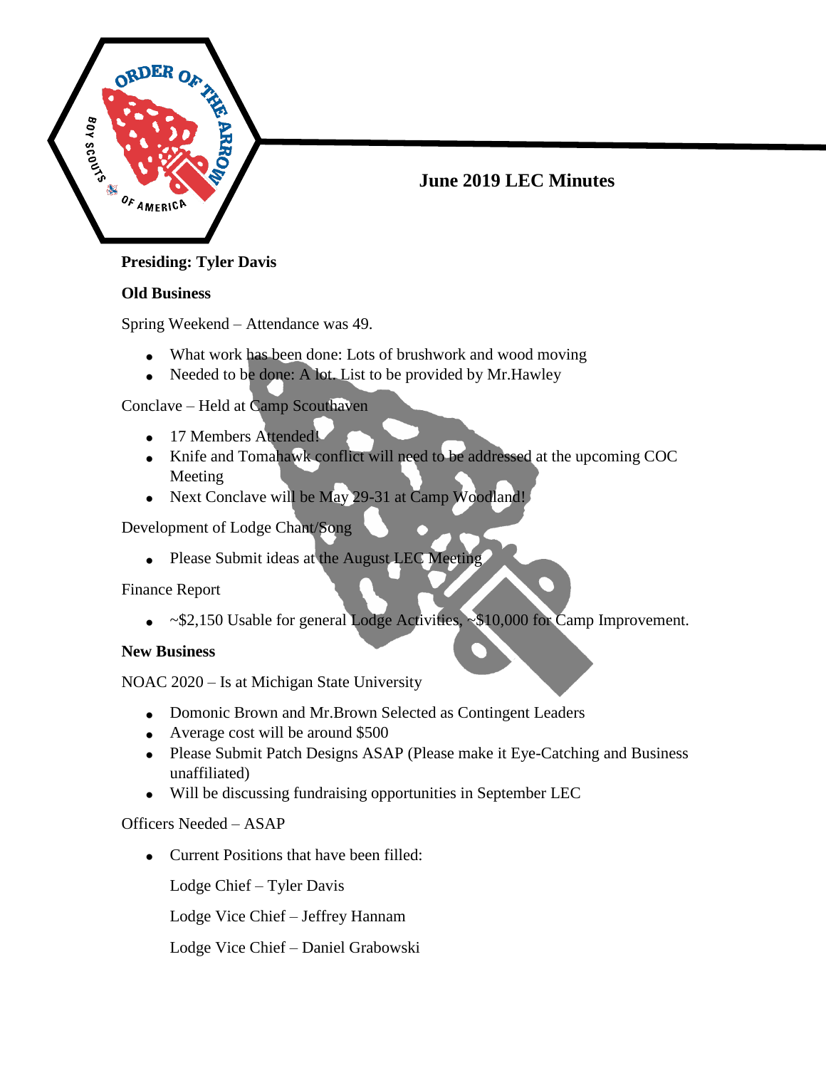# June 2019 LEC Minutes

**Presiding: Tyler Davis**

**Old Business**

Spring Weekend – Attendance was 49.

- What work has been done: Lots of brushwork and wood moving
- Needed to be done: A lot. List to be provided by Mr.Hawley

Conclave – Held at Camp Scouthaven

- 17 Members Attended!
- Knife and Tomahawk conflict will need to be addressed at the upcoming COC Meeting
- Next Conclave will be May 29-31 at Camp Woodland!

Development of Lodge Chant/Song

- Please Submit ideas at the August LEC Meeting

Finance Report

- ~$2,150 Usable for general Lodge Activities, ~$10,000 for Camp Improvement.

**New Business**

NOAC 2020 – Is at Michigan State University

- Domonic Brown and Mr.Brown Selected as Contingent Leaders
- Average cost will be around $500
- Please Submit Patch Designs ASAP (Please make it Eye-Catching and Business unaffiliated)
- Will be discussing fundraising opportunities in September LEC

Officers Needed – ASAP

- Current Positions that have been filled:

  Lodge Chief – Tyler Davis

  Lodge Vice Chief – Jeffrey Hannam

  Lodge Vice Chief – Daniel Grabowski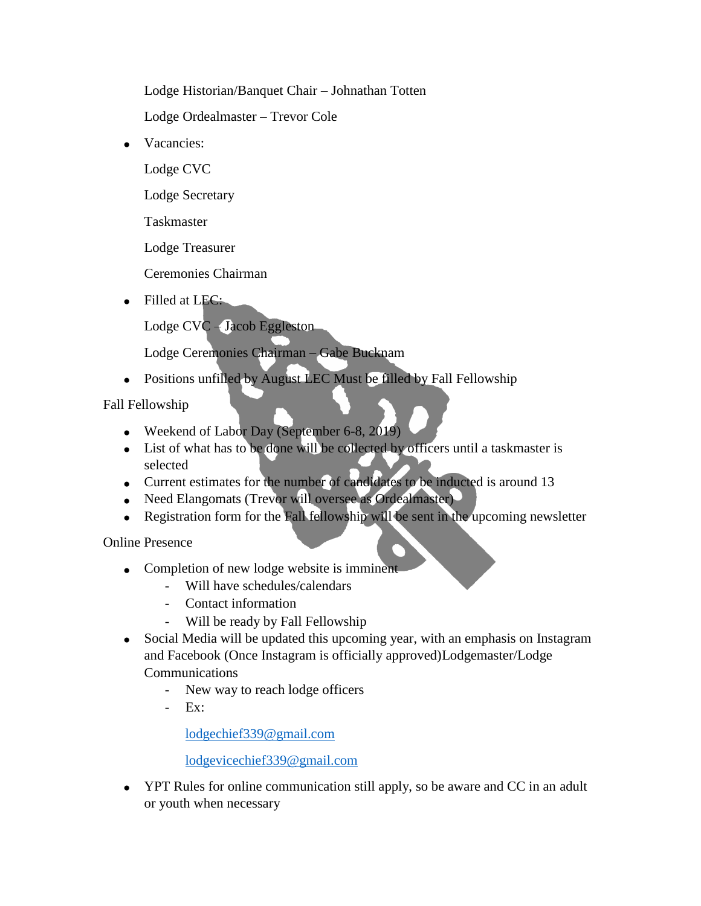Lodge Historian/Banquet Chair – Johnathan Totten

Lodge Ordealmaster – Trevor Cole

- Vacancies:

  Lodge CVC

  Lodge Secretary

  Taskmaster

  Lodge Treasurer

  Ceremonies Chairman

- Filled at LEC:

  Lodge CVC – Jacob Eggleston

  Lodge Ceremonies Chairman – Gabe Bucknam

- Positions unfilled by August LEC Must be filled by Fall Fellowship

Fall Fellowship

- Weekend of Labor Day (September 6-8, 2019)
- List of what has to be done will be collected by officers until a taskmaster is selected
- Current estimates for the number of candidates to be inducted is around 13
- Need Elangomats (Trevor will oversee as Ordealmaster)
- Registration form for the Fall fellowship will be sent in the upcoming newsletter

Online Presence

- Completion of new lodge website is imminent
  - Will have schedules/calendars
  - Contact information
  - Will be ready by Fall Fellowship
- Social Media will be updated this upcoming year, with an emphasis on Instagram and Facebook (Once Instagram is officially approved)Lodgemaster/Lodge Communications
  - New way to reach lodge officers
  - Ex:

    lodgechief339@gmail.com

    lodgevicechief339@gmail.com

- YPT Rules for online communication still apply, so be aware and CC in an adult or youth when necessary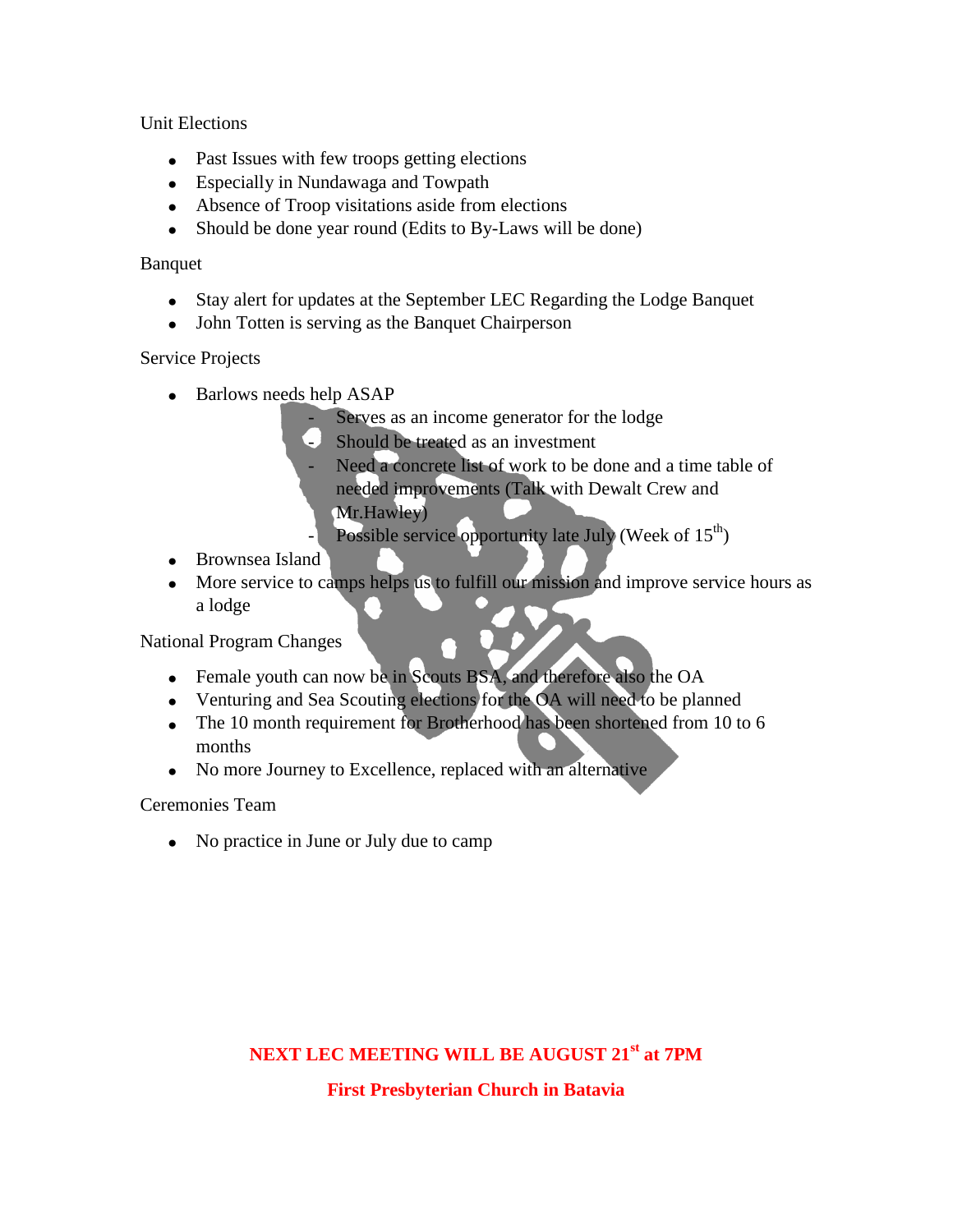Unit Elections

- Past Issues with few troops getting elections
- Especially in Nundawaga and Towpath
- Absence of Troop visitations aside from elections
- Should be done year round (Edits to By-Laws will be done)

Banquet

- Stay alert for updates at the September LEC Regarding the Lodge Banquet
- John Totten is serving as the Banquet Chairperson

Service Projects

- Barlows needs help ASAP
  - Serves as an income generator for the lodge
  - Should be treated as an investment
  - Need a concrete list of work to be done and a time table of needed improvements (Talk with Dewalt Crew and Mr.Hawley)
  - Possible service opportunity late July (Week of 15th)
- Brownsea Island
- More service to camps helps us to fulfill our mission and improve service hours as a lodge

National Program Changes

- Female youth can now be in Scouts BSA, and therefore also the OA
- Venturing and Sea Scouting elections for the OA will need to be planned
- The 10 month requirement for Brotherhood has been shortened from 10 to 6 months
- No more Journey to Excellence, replaced with an alternative

Ceremonies Team

- No practice in June or July due to camp

**NEXT LEC MEETING WILL BE AUGUST 21st at 7PM**

**First Presbyterian Church in Batavia**